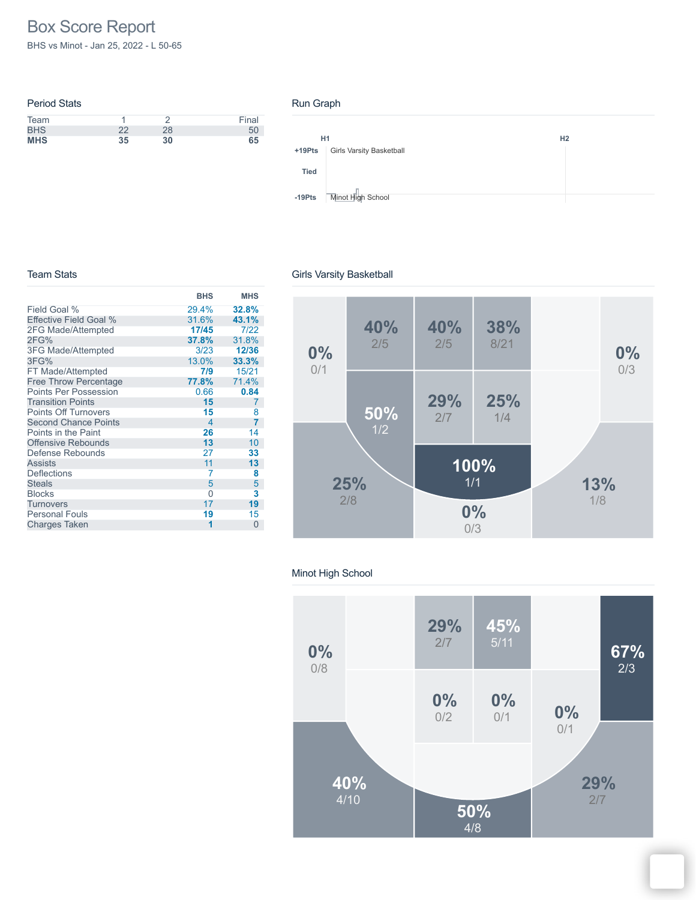# Box Score Report

BHS vs Minot - Jan 25, 2022 - L 50-65

## Period Stats

| Team | 1 | 2 | Final |
|---|---|---|---|
| BHS | 22 | 28 | 50 |
| **MHS** | **35** | **30** | **65** |

## Run Graph

H1 H2

+19Pts Girls Varsity Basketball

Tied

-19Pts Minot High School

## Team Stats

| | BHS | MHS |
|---|---|---|
| Field Goal % | 29.4% | **32.8%** |
| Effective Field Goal % | 31.6% | **43.1%** |
| 2FG Made/Attempted | **17/45** | 7/22 |
| 2FG% | **37.8%** | 31.8% |
| 3FG Made/Attempted | 3/23 | **12/36** |
| 3FG% | 13.0% | **33.3%** |
| FT Made/Attempted | **7/9** | 15/21 |
| Free Throw Percentage | **77.8%** | 71.4% |
| Points Per Possession | 0.66 | **0.84** |
| Transition Points | **15** | 7 |
| Points Off Turnovers | **15** | 8 |
| Second Chance Points | 4 | **7** |
| Points in the Paint | **26** | 14 |
| Offensive Rebounds | **13** | 10 |
| Defense Rebounds | 27 | **33** |
| Assists | 11 | **13** |
| Deflections | 7 | **8** |
| Steals | 5 | 5 |
| Blocks | 0 | **3** |
| Turnovers | 17 | **19** |
| Personal Fouls | **19** | 15 |
| Charges Taken | **1** | 0 |

## Girls Varsity Basketball

0% 0/1

40% 2/5

40% 2/5

38% 8/21

0% 0/3

50% 1/2

29% 2/7

25% 1/4

100% 1/1

25% 2/8

0% 0/3

13% 1/8

## Minot High School

0% 0/8

29% 2/7

45% 5/11

67% 2/3

0% 0/2

0% 0/1

0% 0/1

40% 4/10

50% 4/8

29% 2/7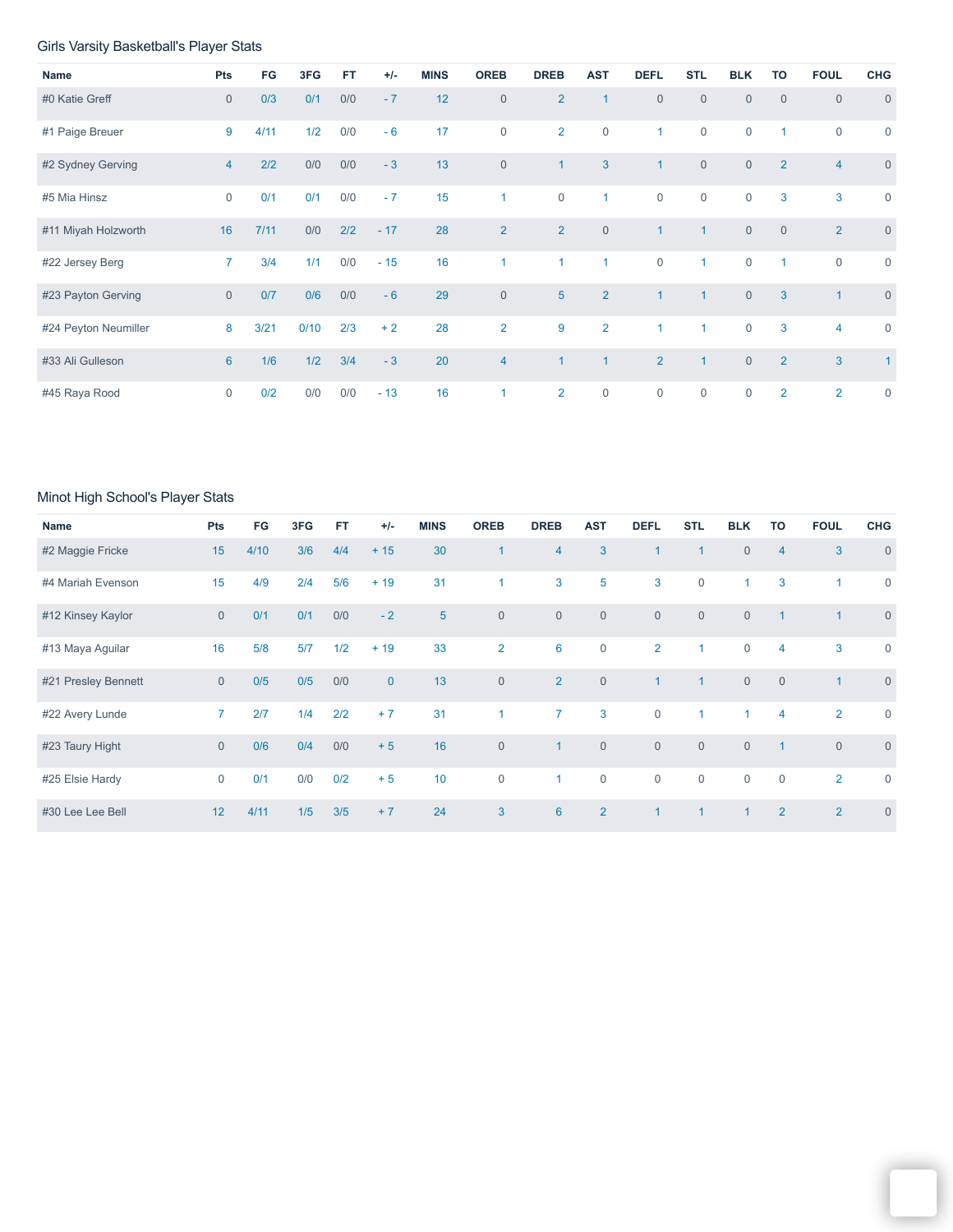Girls Varsity Basketball's Player Stats

| Name | Pts | FG | 3FG | FT | +/- | MINS | OREB | DREB | AST | DEFL | STL | BLK | TO | FOUL | CHG |
|---|---|---|---|---|---|---|---|---|---|---|---|---|---|---|---|
| #0 Katie Greff | 0 | 0/3 | 0/1 | 0/0 | - 7 | 12 | 0 | 2 | 1 | 0 | 0 | 0 | 0 | 0 | 0 |
| #1 Paige Breuer | 9 | 4/11 | 1/2 | 0/0 | - 6 | 17 | 0 | 2 | 0 | 1 | 0 | 0 | 1 | 0 | 0 |
| #2 Sydney Gerving | 4 | 2/2 | 0/0 | 0/0 | - 3 | 13 | 0 | 1 | 3 | 1 | 0 | 0 | 2 | 4 | 0 |
| #5 Mia Hinsz | 0 | 0/1 | 0/1 | 0/0 | - 7 | 15 | 1 | 0 | 1 | 0 | 0 | 0 | 3 | 3 | 0 |
| #11 Miyah Holzworth | 16 | 7/11 | 0/0 | 2/2 | - 17 | 28 | 2 | 2 | 0 | 1 | 1 | 0 | 0 | 2 | 0 |
| #22 Jersey Berg | 7 | 3/4 | 1/1 | 0/0 | - 15 | 16 | 1 | 1 | 1 | 0 | 1 | 0 | 1 | 0 | 0 |
| #23 Payton Gerving | 0 | 0/7 | 0/6 | 0/0 | - 6 | 29 | 0 | 5 | 2 | 1 | 1 | 0 | 3 | 1 | 0 |
| #24 Peyton Neumiller | 8 | 3/21 | 0/10 | 2/3 | + 2 | 28 | 2 | 9 | 2 | 1 | 1 | 0 | 3 | 4 | 0 |
| #33 Ali Gulleson | 6 | 1/6 | 1/2 | 3/4 | - 3 | 20 | 4 | 1 | 1 | 2 | 1 | 0 | 2 | 3 | 1 |
| #45 Raya Rood | 0 | 0/2 | 0/0 | 0/0 | - 13 | 16 | 1 | 2 | 0 | 0 | 0 | 0 | 2 | 2 | 0 |

Minot High School's Player Stats

| Name | Pts | FG | 3FG | FT | +/- | MINS | OREB | DREB | AST | DEFL | STL | BLK | TO | FOUL | CHG |
|---|---|---|---|---|---|---|---|---|---|---|---|---|---|---|---|
| #2 Maggie Fricke | 15 | 4/10 | 3/6 | 4/4 | + 15 | 30 | 1 | 4 | 3 | 1 | 1 | 0 | 4 | 3 | 0 |
| #4 Mariah Evenson | 15 | 4/9 | 2/4 | 5/6 | + 19 | 31 | 1 | 3 | 5 | 3 | 0 | 1 | 3 | 1 | 0 |
| #12 Kinsey Kaylor | 0 | 0/1 | 0/1 | 0/0 | - 2 | 5 | 0 | 0 | 0 | 0 | 0 | 0 | 1 | 1 | 0 |
| #13 Maya Aguilar | 16 | 5/8 | 5/7 | 1/2 | + 19 | 33 | 2 | 6 | 0 | 2 | 1 | 0 | 4 | 3 | 0 |
| #21 Presley Bennett | 0 | 0/5 | 0/5 | 0/0 | 0 | 13 | 0 | 2 | 0 | 1 | 1 | 0 | 0 | 1 | 0 |
| #22 Avery Lunde | 7 | 2/7 | 1/4 | 2/2 | + 7 | 31 | 1 | 7 | 3 | 0 | 1 | 1 | 4 | 2 | 0 |
| #23 Taury Hight | 0 | 0/6 | 0/4 | 0/0 | + 5 | 16 | 0 | 1 | 0 | 0 | 0 | 0 | 1 | 0 | 0 |
| #25 Elsie Hardy | 0 | 0/1 | 0/0 | 0/2 | + 5 | 10 | 0 | 1 | 0 | 0 | 0 | 0 | 0 | 2 | 0 |
| #30 Lee Lee Bell | 12 | 4/11 | 1/5 | 3/5 | + 7 | 24 | 3 | 6 | 2 | 1 | 1 | 1 | 2 | 2 | 0 |